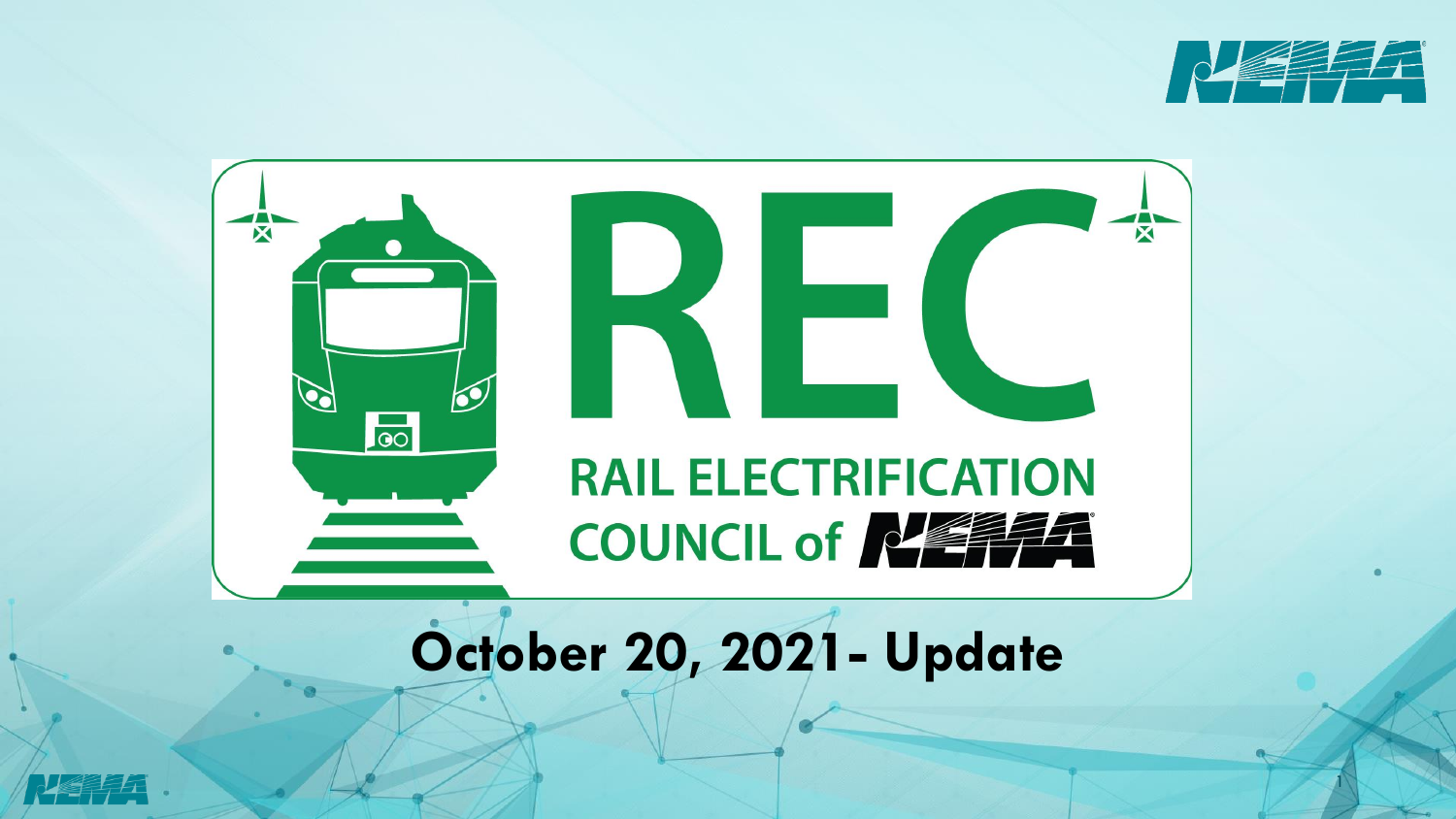# REC

## RAIL ELECTRIFICATION COUNCIL of NEMA

## October 20, 2021- Update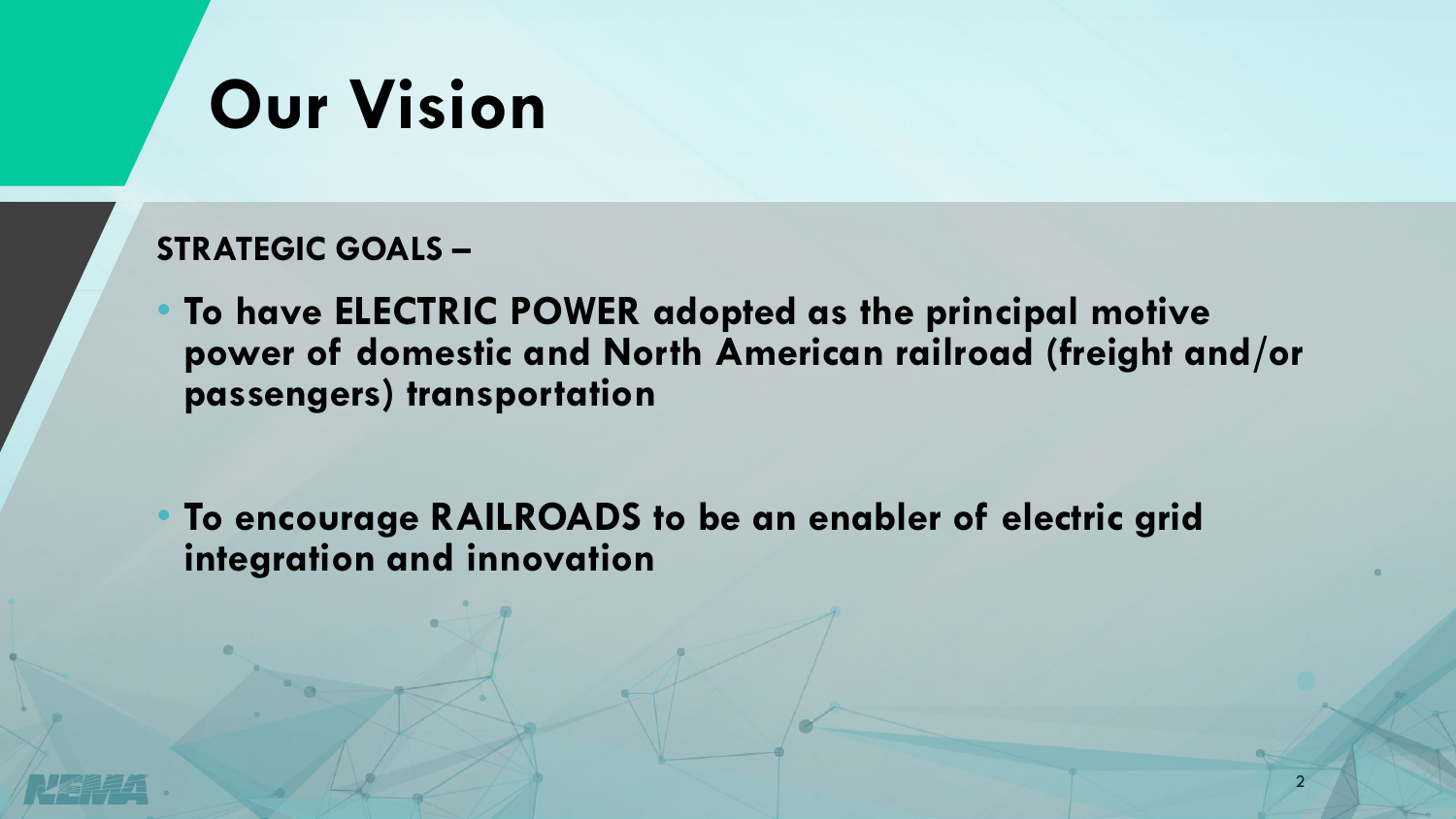# Our Vision

**STRATEGIC GOALS –**

- **To have ELECTRIC POWER adopted as the principal motive power of domestic and North American railroad (freight and/or passengers) transportation**

- **To encourage RAILROADS to be an enabler of electric grid integration and innovation**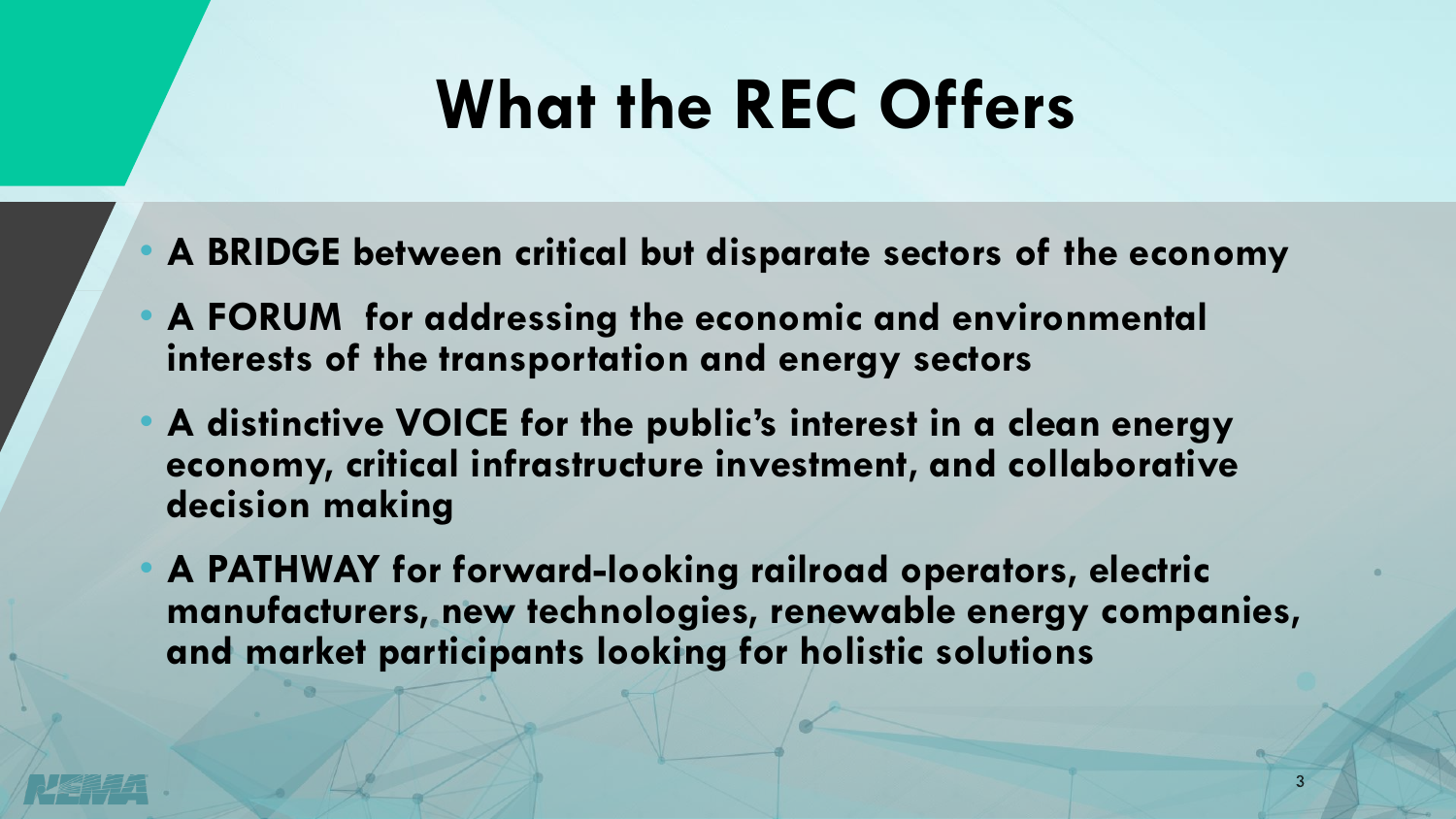# What the REC Offers

- **A BRIDGE between critical but disparate sectors of the economy**
- **A FORUM for addressing the economic and environmental interests of the transportation and energy sectors**
- **A distinctive VOICE for the public's interest in a clean energy economy, critical infrastructure investment, and collaborative decision making**
- **A PATHWAY for forward-looking railroad operators, electric manufacturers, new technologies, renewable energy companies, and market participants looking for holistic solutions**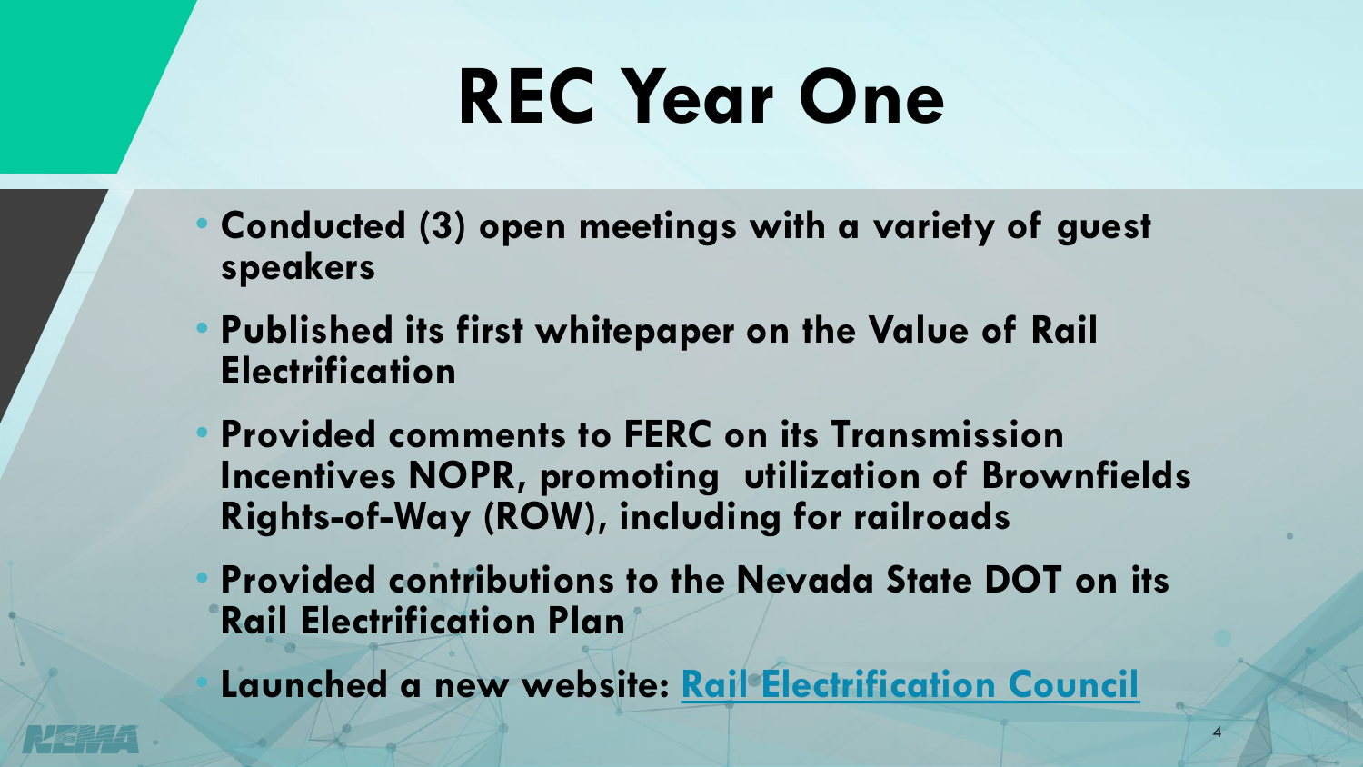# REC Year One

- **Conducted (3) open meetings with a variety of guest speakers**
- **Published its first whitepaper on the Value of Rail Electrification**
- **Provided comments to FERC on its Transmission Incentives NOPR, promoting utilization of Brownfields Rights-of-Way (ROW), including for railroads**
- **Provided contributions to the Nevada State DOT on its Rail Electrification Plan**
- **Launched a new website: Rail Electrification Council**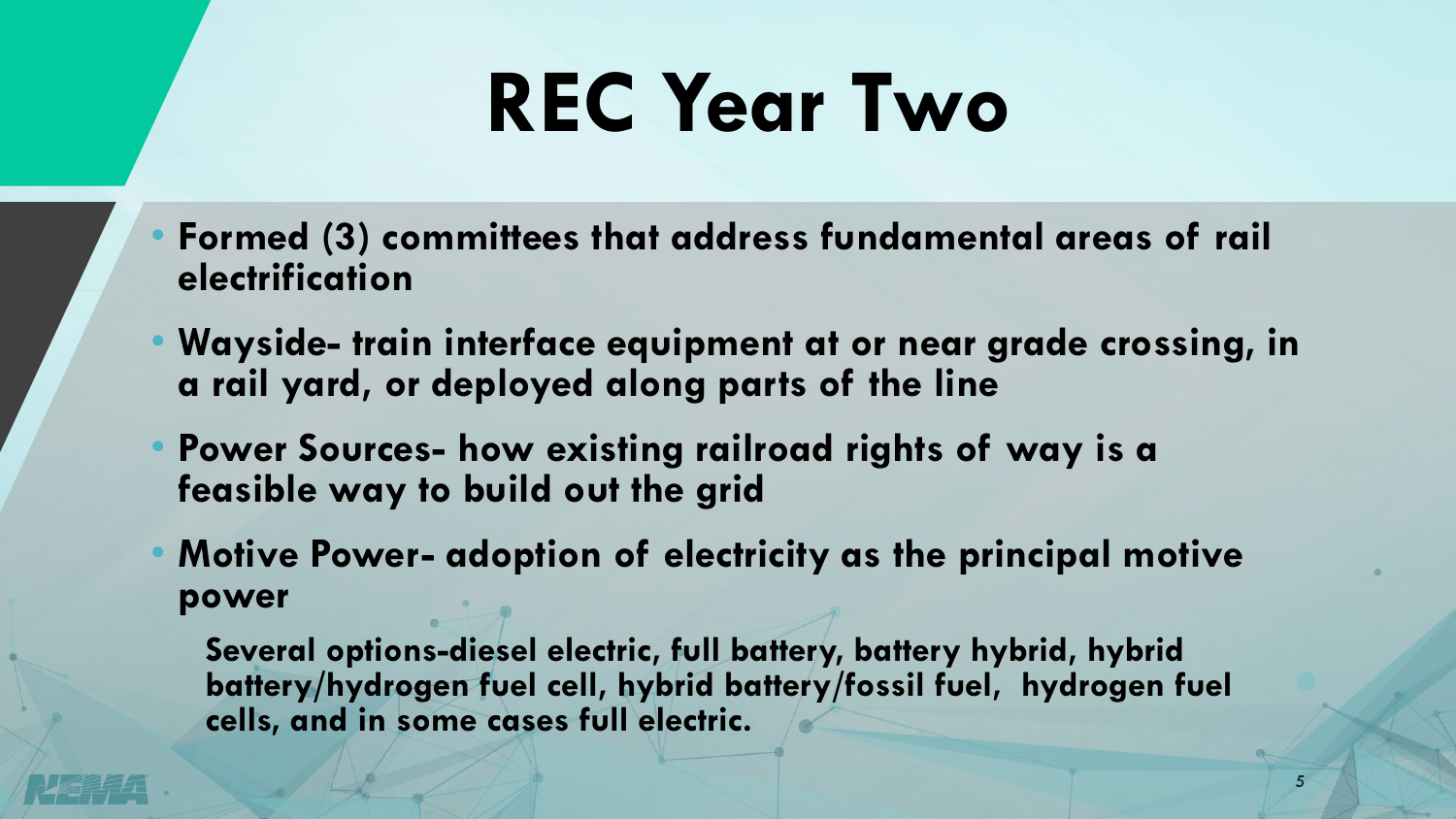# REC Year Two

- **Formed (3) committees that address fundamental areas of rail electrification**
- **Wayside- train interface equipment at or near grade crossing, in a rail yard, or deployed along parts of the line**
- **Power Sources- how existing railroad rights of way is a feasible way to build out the grid**
- **Motive Power- adoption of electricity as the principal motive power**

  **Several options-diesel electric, full battery, battery hybrid, hybrid battery/hydrogen fuel cell, hybrid battery/fossil fuel, hydrogen fuel cells, and in some cases full electric.**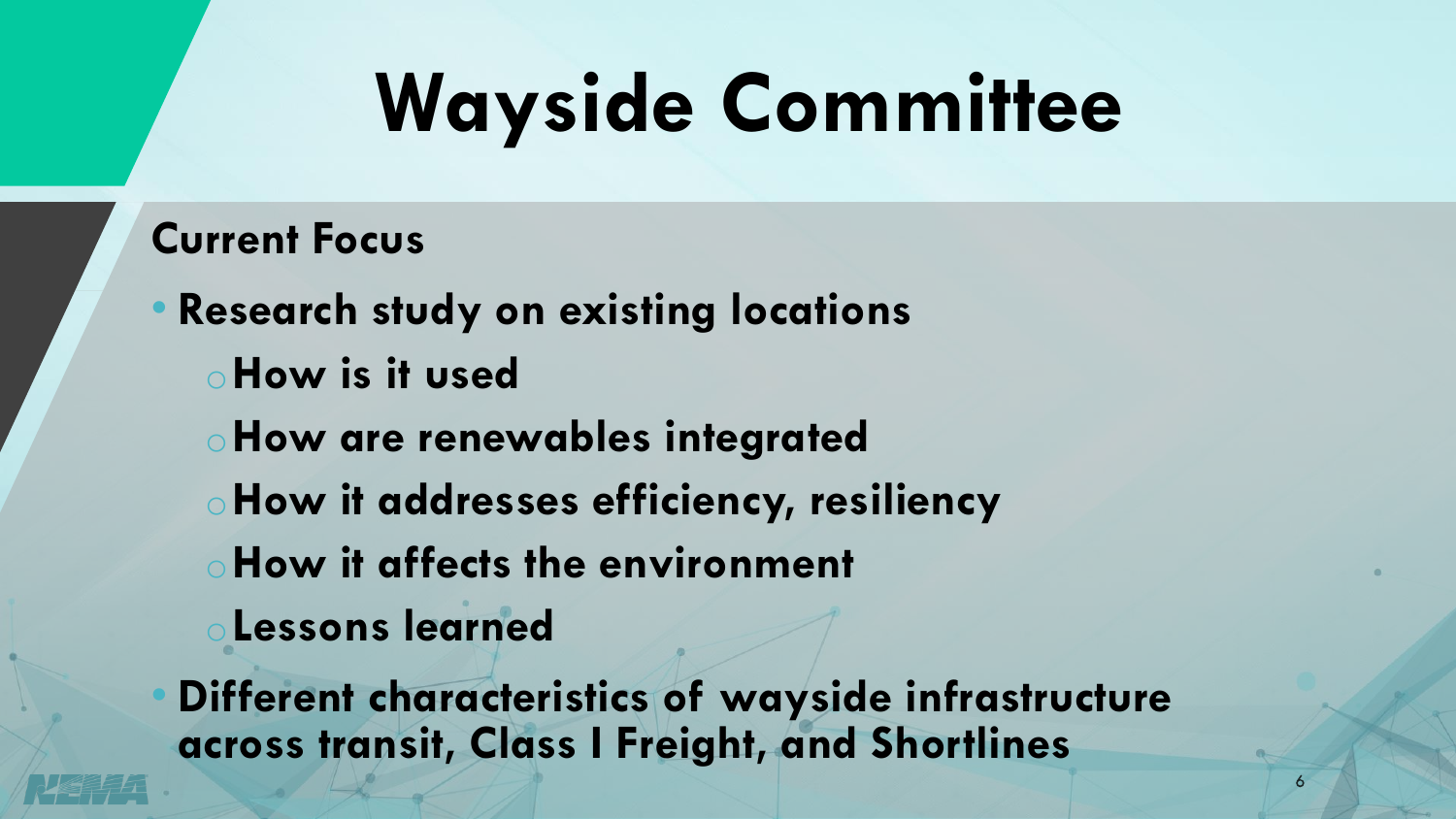# Wayside Committee

**Current Focus**

- **Research study on existing locations**
  - **How is it used**
  - **How are renewables integrated**
  - **How it addresses efficiency, resiliency**
  - **How it affects the environment**
  - **Lessons learned**
- **Different characteristics of wayside infrastructure across transit, Class I Freight, and Shortlines**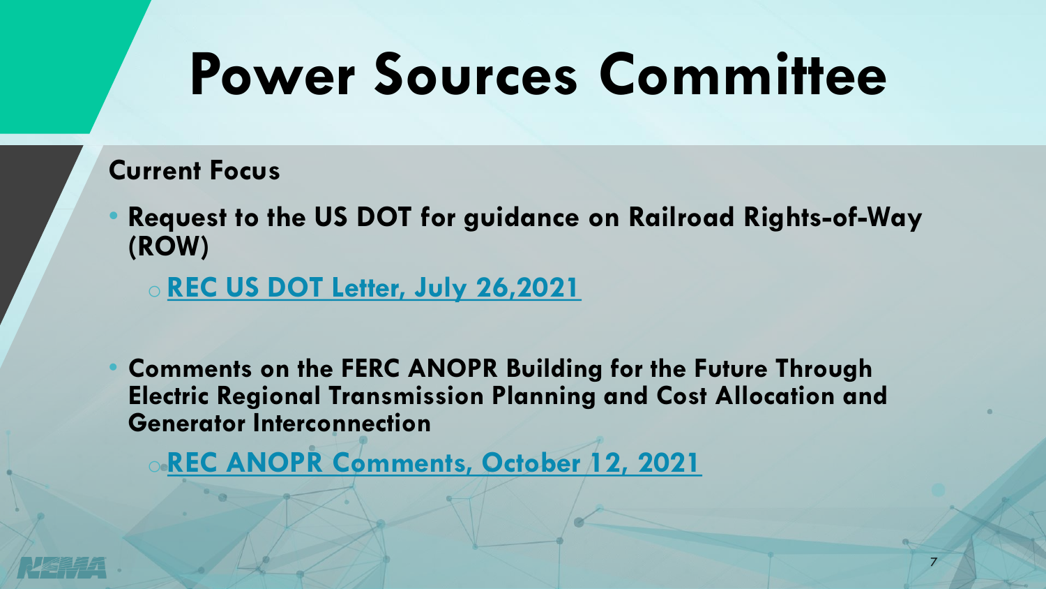# Power Sources Committee

**Current Focus**

- **Request to the US DOT for guidance on Railroad Rights-of-Way (ROW)**
  - **REC US DOT Letter, July 26,2021**

- **Comments on the FERC ANOPR Building for the Future Through Electric Regional Transmission Planning and Cost Allocation and Generator Interconnection**
  - **REC ANOPR Comments, October 12, 2021**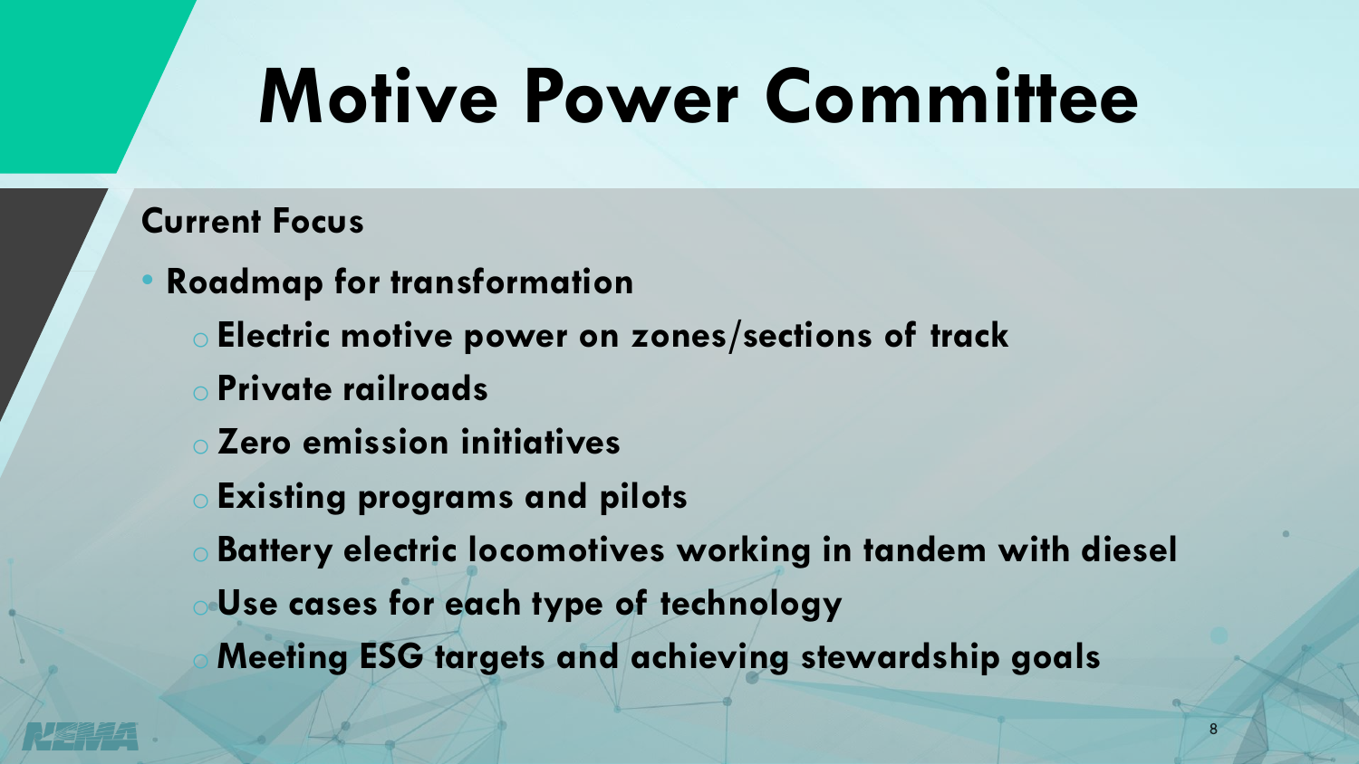# Motive Power Committee

**Current Focus**

- **Roadmap for transformation**
  - **Electric motive power on zones/sections of track**
  - **Private railroads**
  - **Zero emission initiatives**
  - **Existing programs and pilots**
  - **Battery electric locomotives working in tandem with diesel**
  - **Use cases for each type of technology**
  - **Meeting ESG targets and achieving stewardship goals**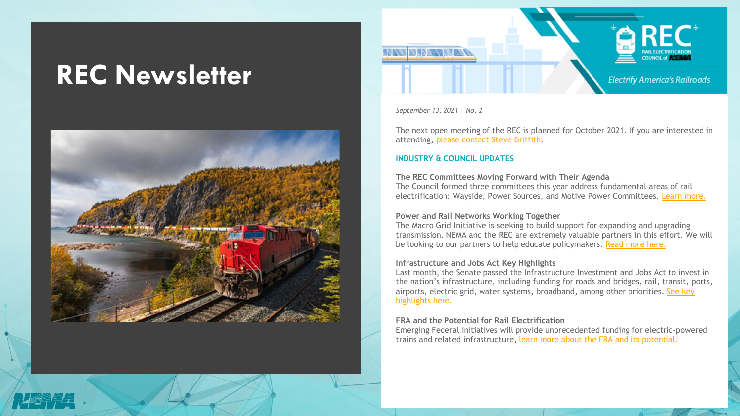# REC Newsletter

REC

RAIL ELECTRIFICATION COUNCIL of NEMA

*Electrify America's Railroads*

*September 13, 2021 | No. 2*

The next open meeting of the REC is planned for October 2021. If you are interested in attending, please contact Steve Griffith.

## INDUSTRY & COUNCIL UPDATES

**The REC Committees Moving Forward with Their Agenda**

The Council formed three committees this year address fundamental areas of rail electrification: Wayside, Power Sources, and Motive Power Committees. Learn more.

**Power and Rail Networks Working Together**

The Macro Grid Initiative is seeking to build support for expanding and upgrading transmission. NEMA and the REC are extremely valuable partners in this effort. We will be looking to our partners to help educate policymakers. Read more here.

**Infrastructure and Jobs Act Key Highlights**

Last month, the Senate passed the Infrastructure Investment and Jobs Act to invest in the nation's infrastructure, including funding for roads and bridges, rail, transit, ports, airports, electric grid, water systems, broadband, among other priorities. See key highlights here.

**FRA and the Potential for Rail Electrification**

Emerging Federal initiatives will provide unprecedented funding for electric-powered trains and related infrastructure, learn more about the FRA and its potential.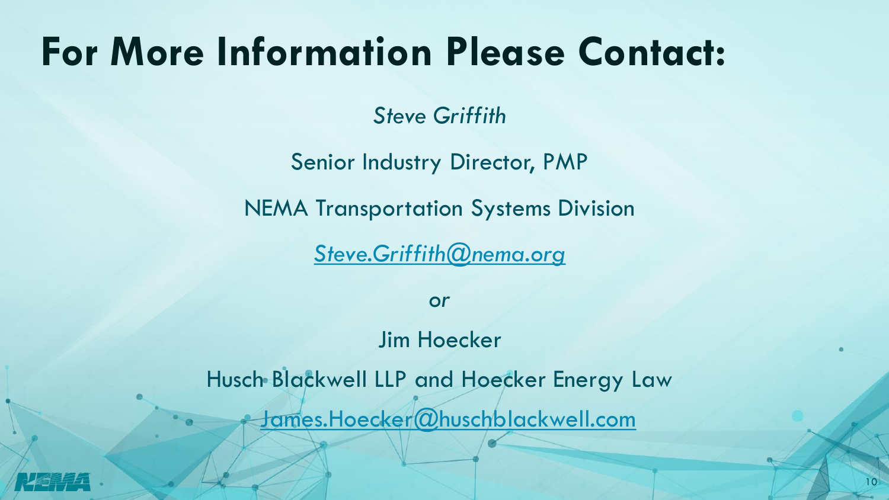# For More Information Please Contact:

*Steve Griffith*

Senior Industry Director, PMP

NEMA Transportation Systems Division

*Steve.Griffith@nema.org*

*or*

Jim Hoecker

Husch Blackwell LLP and Hoecker Energy Law

James.Hoecker@huschblackwell.com